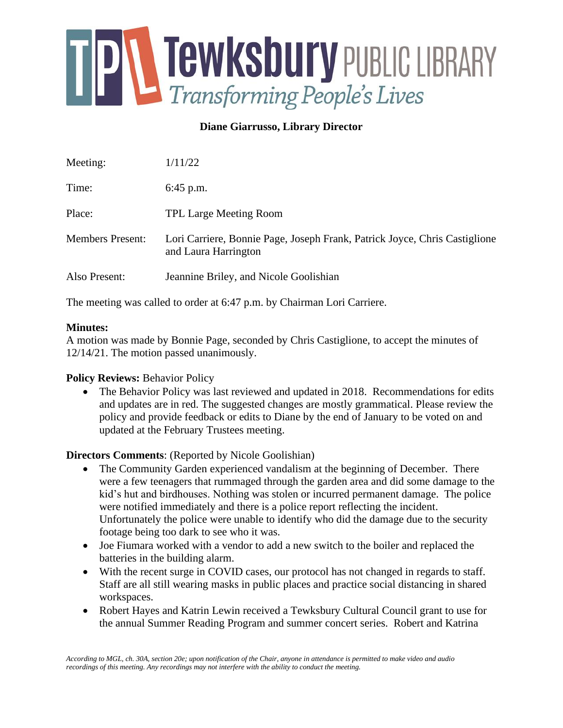# Tewksbury PUBLIC LIBRARY

*Transforming People's Lives*

**Diane Giarrusso, Library Director**

| | |
|---|---|
| Meeting: | 1/11/22 |
| Time: | 6:45 p.m. |
| Place: | TPL Large Meeting Room |
| Members Present: | Lori Carriere, Bonnie Page, Joseph Frank, Patrick Joyce, Chris Castiglione and Laura Harrington |
| Also Present: | Jeannine Briley, and Nicole Goolishian |

The meeting was called to order at 6:47 p.m. by Chairman Lori Carriere.

**Minutes:**
A motion was made by Bonnie Page, seconded by Chris Castiglione, to accept the minutes of 12/14/21. The motion passed unanimously.

**Policy Reviews:** Behavior Policy

- The Behavior Policy was last reviewed and updated in 2018. Recommendations for edits and updates are in red. The suggested changes are mostly grammatical. Please review the policy and provide feedback or edits to Diane by the end of January to be voted on and updated at the February Trustees meeting.

**Directors Comments**: (Reported by Nicole Goolishian)

- The Community Garden experienced vandalism at the beginning of December. There were a few teenagers that rummaged through the garden area and did some damage to the kid's hut and birdhouses. Nothing was stolen or incurred permanent damage. The police were notified immediately and there is a police report reflecting the incident. Unfortunately the police were unable to identify who did the damage due to the security footage being too dark to see who it was.
- Joe Fiumara worked with a vendor to add a new switch to the boiler and replaced the batteries in the building alarm.
- With the recent surge in COVID cases, our protocol has not changed in regards to staff. Staff are all still wearing masks in public places and practice social distancing in shared workspaces.
- Robert Hayes and Katrin Lewin received a Tewksbury Cultural Council grant to use for the annual Summer Reading Program and summer concert series. Robert and Katrina

*According to MGL, ch. 30A, section 20e; upon notification of the Chair, anyone in attendance is permitted to make video and audio recordings of this meeting. Any recordings may not interfere with the ability to conduct the meeting.*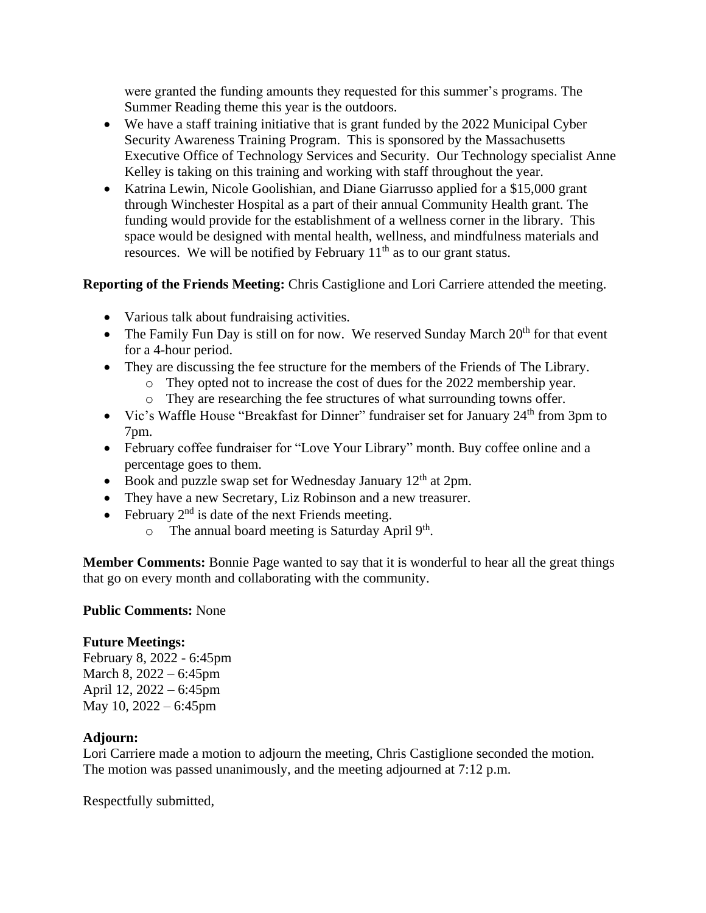were granted the funding amounts they requested for this summer's programs. The Summer Reading theme this year is the outdoors.

- We have a staff training initiative that is grant funded by the 2022 Municipal Cyber Security Awareness Training Program. This is sponsored by the Massachusetts Executive Office of Technology Services and Security. Our Technology specialist Anne Kelley is taking on this training and working with staff throughout the year.
- Katrina Lewin, Nicole Goolishian, and Diane Giarrusso applied for a $15,000 grant through Winchester Hospital as a part of their annual Community Health grant. The funding would provide for the establishment of a wellness corner in the library. This space would be designed with mental health, wellness, and mindfulness materials and resources. We will be notified by February 11th as to our grant status.

**Reporting of the Friends Meeting:** Chris Castiglione and Lori Carriere attended the meeting.

- Various talk about fundraising activities.
- The Family Fun Day is still on for now. We reserved Sunday March 20th for that event for a 4-hour period.
- They are discussing the fee structure for the members of the Friends of The Library.
  - They opted not to increase the cost of dues for the 2022 membership year.
  - They are researching the fee structures of what surrounding towns offer.
- Vic's Waffle House "Breakfast for Dinner" fundraiser set for January 24th from 3pm to 7pm.
- February coffee fundraiser for "Love Your Library" month. Buy coffee online and a percentage goes to them.
- Book and puzzle swap set for Wednesday January 12th at 2pm.
- They have a new Secretary, Liz Robinson and a new treasurer.
- February 2nd is date of the next Friends meeting.
  - The annual board meeting is Saturday April 9th.

**Member Comments:** Bonnie Page wanted to say that it is wonderful to hear all the great things that go on every month and collaborating with the community.

**Public Comments:** None

**Future Meetings:**
February 8, 2022 - 6:45pm
March 8, 2022 – 6:45pm
April 12, 2022 – 6:45pm
May 10, 2022 – 6:45pm

**Adjourn:**
Lori Carriere made a motion to adjourn the meeting, Chris Castiglione seconded the motion. The motion was passed unanimously, and the meeting adjourned at 7:12 p.m.

Respectfully submitted,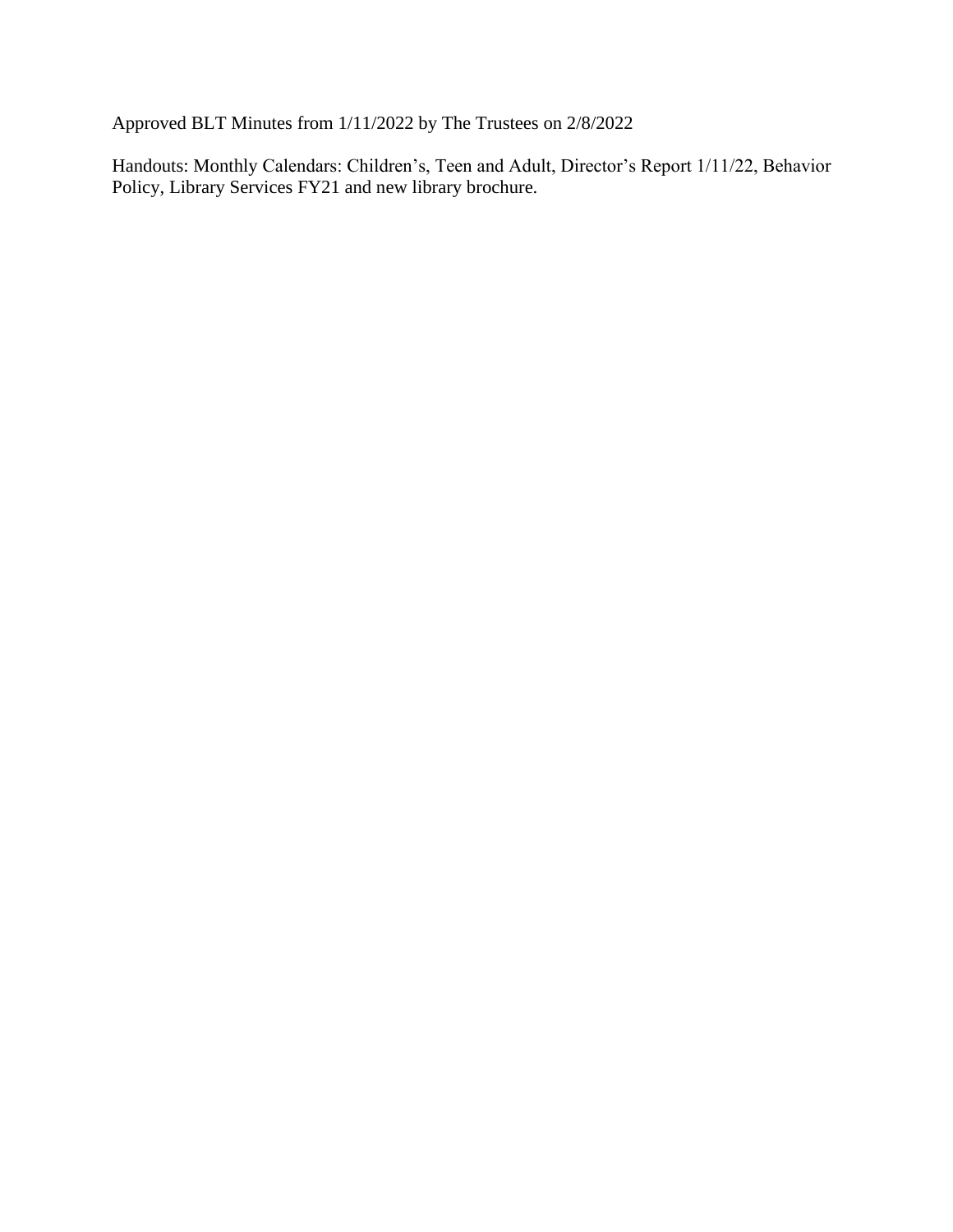Approved BLT Minutes from 1/11/2022 by The Trustees on 2/8/2022

Handouts: Monthly Calendars: Children's, Teen and Adult, Director's Report 1/11/22, Behavior Policy, Library Services FY21 and new library brochure.